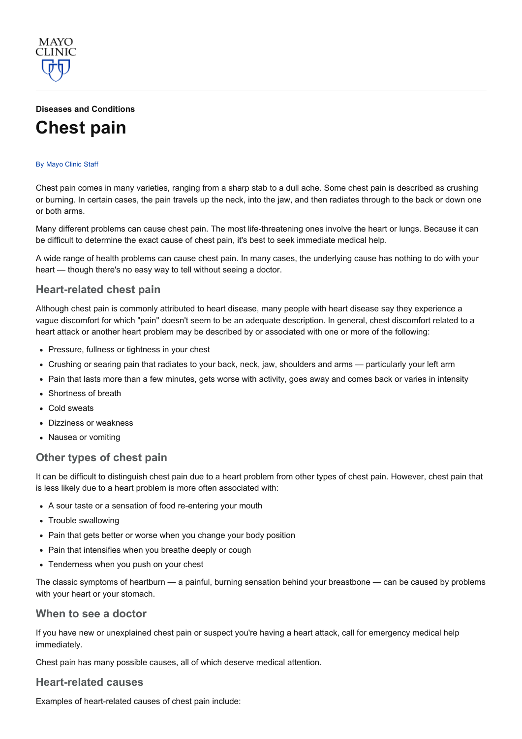Diseases and Conditions

# Chest pain

By Mayo Clinic Staff

Chest pain comes in many varieties, ranging from a sharp stab to a dull ache. Some chest pain is described as crushing or burning. In certain cases, the pain travels up the neck, into the jaw, and then radiates through to the back or down one or both arms.

Many different problems can cause chest pain. The most life-threatening ones involve the heart or lungs. Because it can be difficult to determine the exact cause of chest pain, it's best to seek immediate medical help.

A wide range of health problems can cause chest pain. In many cases, the underlying cause has nothing to do with your heart — though there's no easy way to tell without seeing a doctor.

## Heart-related chest pain

Although chest pain is commonly attributed to heart disease, many people with heart disease say they experience a vague discomfort for which "pain" doesn't seem to be an adequate description. In general, chest discomfort related to a heart attack or another heart problem may be described by or associated with one or more of the following:

- Pressure, fullness or tightness in your chest
- Crushing or searing pain that radiates to your back, neck, jaw, shoulders and arms — particularly your left arm
- Pain that lasts more than a few minutes, gets worse with activity, goes away and comes back or varies in intensity
- Shortness of breath
- Cold sweats
- Dizziness or weakness
- Nausea or vomiting

## Other types of chest pain

It can be difficult to distinguish chest pain due to a heart problem from other types of chest pain. However, chest pain that is less likely due to a heart problem is more often associated with:

- A sour taste or a sensation of food re-entering your mouth
- Trouble swallowing
- Pain that gets better or worse when you change your body position
- Pain that intensifies when you breathe deeply or cough
- Tenderness when you push on your chest

The classic symptoms of heartburn — a painful, burning sensation behind your breastbone — can be caused by problems with your heart or your stomach.

## When to see a doctor

If you have new or unexplained chest pain or suspect you're having a heart attack, call for emergency medical help immediately.

Chest pain has many possible causes, all of which deserve medical attention.

## Heart-related causes

Examples of heart-related causes of chest pain include: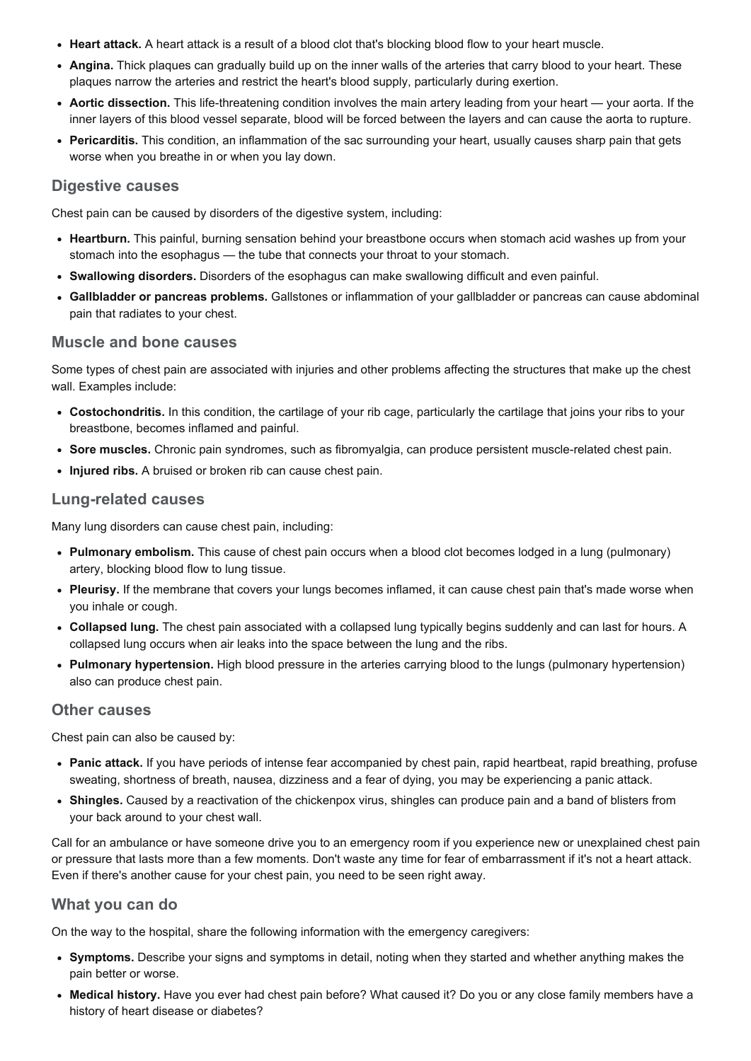- **Heart attack.** A heart attack is a result of a blood clot that's blocking blood flow to your heart muscle.
- **Angina.** Thick plaques can gradually build up on the inner walls of the arteries that carry blood to your heart. These plaques narrow the arteries and restrict the heart's blood supply, particularly during exertion.
- **Aortic dissection.** This life-threatening condition involves the main artery leading from your heart — your aorta. If the inner layers of this blood vessel separate, blood will be forced between the layers and can cause the aorta to rupture.
- **Pericarditis.** This condition, an inflammation of the sac surrounding your heart, usually causes sharp pain that gets worse when you breathe in or when you lay down.

### Digestive causes

Chest pain can be caused by disorders of the digestive system, including:

- **Heartburn.** This painful, burning sensation behind your breastbone occurs when stomach acid washes up from your stomach into the esophagus — the tube that connects your throat to your stomach.
- **Swallowing disorders.** Disorders of the esophagus can make swallowing difficult and even painful.
- **Gallbladder or pancreas problems.** Gallstones or inflammation of your gallbladder or pancreas can cause abdominal pain that radiates to your chest.

### Muscle and bone causes

Some types of chest pain are associated with injuries and other problems affecting the structures that make up the chest wall. Examples include:

- **Costochondritis.** In this condition, the cartilage of your rib cage, particularly the cartilage that joins your ribs to your breastbone, becomes inflamed and painful.
- **Sore muscles.** Chronic pain syndromes, such as fibromyalgia, can produce persistent muscle-related chest pain.
- **Injured ribs.** A bruised or broken rib can cause chest pain.

### Lung-related causes

Many lung disorders can cause chest pain, including:

- **Pulmonary embolism.** This cause of chest pain occurs when a blood clot becomes lodged in a lung (pulmonary) artery, blocking blood flow to lung tissue.
- **Pleurisy.** If the membrane that covers your lungs becomes inflamed, it can cause chest pain that's made worse when you inhale or cough.
- **Collapsed lung.** The chest pain associated with a collapsed lung typically begins suddenly and can last for hours. A collapsed lung occurs when air leaks into the space between the lung and the ribs.
- **Pulmonary hypertension.** High blood pressure in the arteries carrying blood to the lungs (pulmonary hypertension) also can produce chest pain.

### Other causes

Chest pain can also be caused by:

- **Panic attack.** If you have periods of intense fear accompanied by chest pain, rapid heartbeat, rapid breathing, profuse sweating, shortness of breath, nausea, dizziness and a fear of dying, you may be experiencing a panic attack.
- **Shingles.** Caused by a reactivation of the chickenpox virus, shingles can produce pain and a band of blisters from your back around to your chest wall.

Call for an ambulance or have someone drive you to an emergency room if you experience new or unexplained chest pain or pressure that lasts more than a few moments. Don't waste any time for fear of embarrassment if it's not a heart attack. Even if there's another cause for your chest pain, you need to be seen right away.

### What you can do

On the way to the hospital, share the following information with the emergency caregivers:

- **Symptoms.** Describe your signs and symptoms in detail, noting when they started and whether anything makes the pain better or worse.
- **Medical history.** Have you ever had chest pain before? What caused it? Do you or any close family members have a history of heart disease or diabetes?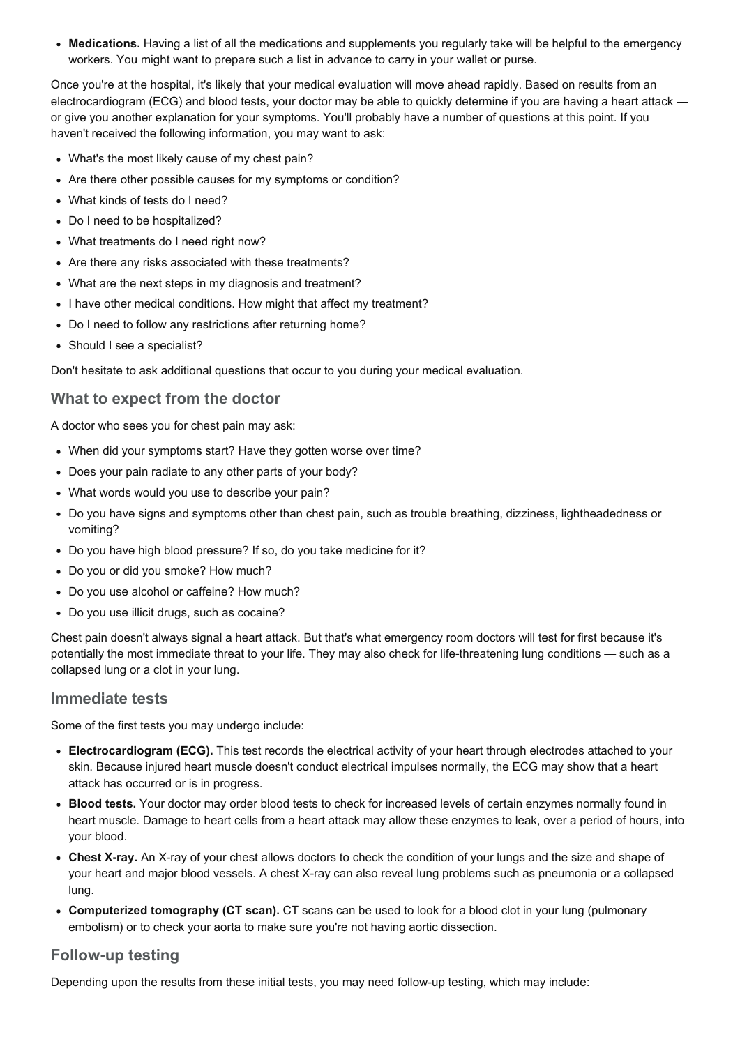- **Medications.** Having a list of all the medications and supplements you regularly take will be helpful to the emergency workers. You might want to prepare such a list in advance to carry in your wallet or purse.

Once you're at the hospital, it's likely that your medical evaluation will move ahead rapidly. Based on results from an electrocardiogram (ECG) and blood tests, your doctor may be able to quickly determine if you are having a heart attack — or give you another explanation for your symptoms. You'll probably have a number of questions at this point. If you haven't received the following information, you may want to ask:

- What's the most likely cause of my chest pain?
- Are there other possible causes for my symptoms or condition?
- What kinds of tests do I need?
- Do I need to be hospitalized?
- What treatments do I need right now?
- Are there any risks associated with these treatments?
- What are the next steps in my diagnosis and treatment?
- I have other medical conditions. How might that affect my treatment?
- Do I need to follow any restrictions after returning home?
- Should I see a specialist?

Don't hesitate to ask additional questions that occur to you during your medical evaluation.

## What to expect from the doctor

A doctor who sees you for chest pain may ask:

- When did your symptoms start? Have they gotten worse over time?
- Does your pain radiate to any other parts of your body?
- What words would you use to describe your pain?
- Do you have signs and symptoms other than chest pain, such as trouble breathing, dizziness, lightheadedness or vomiting?
- Do you have high blood pressure? If so, do you take medicine for it?
- Do you or did you smoke? How much?
- Do you use alcohol or caffeine? How much?
- Do you use illicit drugs, such as cocaine?

Chest pain doesn't always signal a heart attack. But that's what emergency room doctors will test for first because it's potentially the most immediate threat to your life. They may also check for life-threatening lung conditions — such as a collapsed lung or a clot in your lung.

## Immediate tests

Some of the first tests you may undergo include:

- **Electrocardiogram (ECG).** This test records the electrical activity of your heart through electrodes attached to your skin. Because injured heart muscle doesn't conduct electrical impulses normally, the ECG may show that a heart attack has occurred or is in progress.
- **Blood tests.** Your doctor may order blood tests to check for increased levels of certain enzymes normally found in heart muscle. Damage to heart cells from a heart attack may allow these enzymes to leak, over a period of hours, into your blood.
- **Chest X-ray.** An X-ray of your chest allows doctors to check the condition of your lungs and the size and shape of your heart and major blood vessels. A chest X-ray can also reveal lung problems such as pneumonia or a collapsed lung.
- **Computerized tomography (CT scan).** CT scans can be used to look for a blood clot in your lung (pulmonary embolism) or to check your aorta to make sure you're not having aortic dissection.

## Follow-up testing

Depending upon the results from these initial tests, you may need follow-up testing, which may include: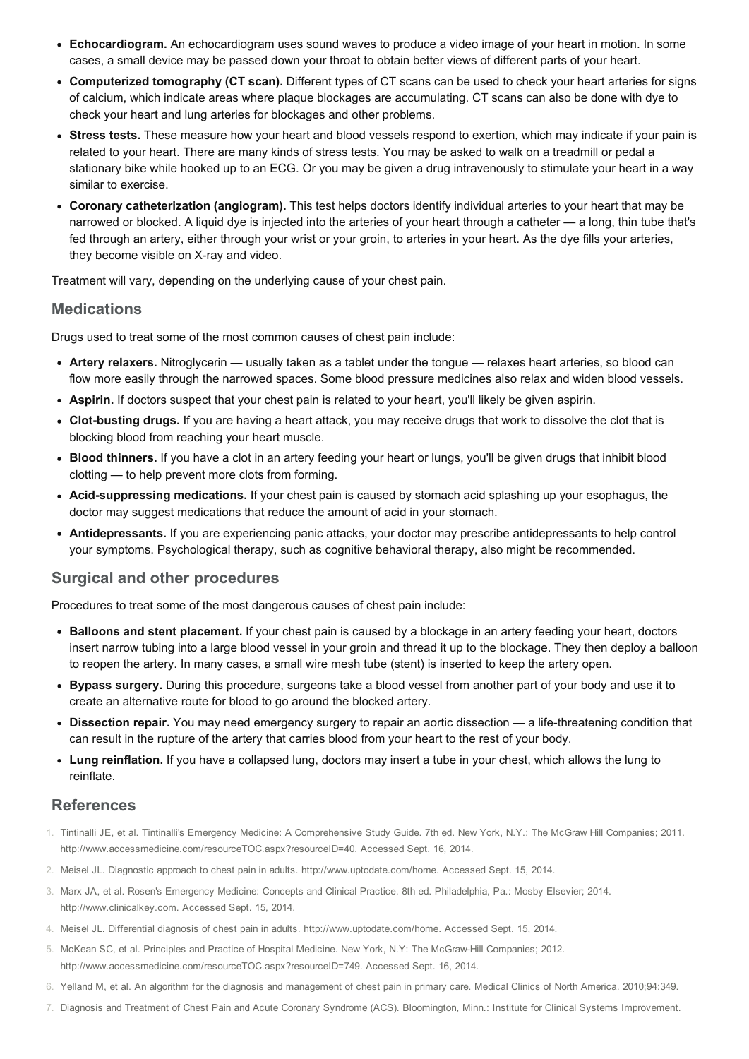- **Echocardiogram.** An echocardiogram uses sound waves to produce a video image of your heart in motion. In some cases, a small device may be passed down your throat to obtain better views of different parts of your heart.
- **Computerized tomography (CT scan).** Different types of CT scans can be used to check your heart arteries for signs of calcium, which indicate areas where plaque blockages are accumulating. CT scans can also be done with dye to check your heart and lung arteries for blockages and other problems.
- **Stress tests.** These measure how your heart and blood vessels respond to exertion, which may indicate if your pain is related to your heart. There are many kinds of stress tests. You may be asked to walk on a treadmill or pedal a stationary bike while hooked up to an ECG. Or you may be given a drug intravenously to stimulate your heart in a way similar to exercise.
- **Coronary catheterization (angiogram).** This test helps doctors identify individual arteries to your heart that may be narrowed or blocked. A liquid dye is injected into the arteries of your heart through a catheter — a long, thin tube that's fed through an artery, either through your wrist or your groin, to arteries in your heart. As the dye fills your arteries, they become visible on X-ray and video.

Treatment will vary, depending on the underlying cause of your chest pain.

## Medications

Drugs used to treat some of the most common causes of chest pain include:

- **Artery relaxers.** Nitroglycerin — usually taken as a tablet under the tongue — relaxes heart arteries, so blood can flow more easily through the narrowed spaces. Some blood pressure medicines also relax and widen blood vessels.
- **Aspirin.** If doctors suspect that your chest pain is related to your heart, you'll likely be given aspirin.
- **Clot-busting drugs.** If you are having a heart attack, you may receive drugs that work to dissolve the clot that is blocking blood from reaching your heart muscle.
- **Blood thinners.** If you have a clot in an artery feeding your heart or lungs, you'll be given drugs that inhibit blood clotting — to help prevent more clots from forming.
- **Acid-suppressing medications.** If your chest pain is caused by stomach acid splashing up your esophagus, the doctor may suggest medications that reduce the amount of acid in your stomach.
- **Antidepressants.** If you are experiencing panic attacks, your doctor may prescribe antidepressants to help control your symptoms. Psychological therapy, such as cognitive behavioral therapy, also might be recommended.

## Surgical and other procedures

Procedures to treat some of the most dangerous causes of chest pain include:

- **Balloons and stent placement.** If your chest pain is caused by a blockage in an artery feeding your heart, doctors insert narrow tubing into a large blood vessel in your groin and thread it up to the blockage. They then deploy a balloon to reopen the artery. In many cases, a small wire mesh tube (stent) is inserted to keep the artery open.
- **Bypass surgery.** During this procedure, surgeons take a blood vessel from another part of your body and use it to create an alternative route for blood to go around the blocked artery.
- **Dissection repair.** You may need emergency surgery to repair an aortic dissection — a life-threatening condition that can result in the rupture of the artery that carries blood from your heart to the rest of your body.
- **Lung reinflation.** If you have a collapsed lung, doctors may insert a tube in your chest, which allows the lung to reinflate.

## References

1. Tintinalli JE, et al. Tintinalli's Emergency Medicine: A Comprehensive Study Guide. 7th ed. New York, N.Y.: The McGraw Hill Companies; 2011. http://www.accessmedicine.com/resourceTOC.aspx?resourceID=40. Accessed Sept. 16, 2014.
2. Meisel JL. Diagnostic approach to chest pain in adults. http://www.uptodate.com/home. Accessed Sept. 15, 2014.
3. Marx JA, et al. Rosen's Emergency Medicine: Concepts and Clinical Practice. 8th ed. Philadelphia, Pa.: Mosby Elsevier; 2014. http://www.clinicalkey.com. Accessed Sept. 15, 2014.
4. Meisel JL. Differential diagnosis of chest pain in adults. http://www.uptodate.com/home. Accessed Sept. 15, 2014.
5. McKean SC, et al. Principles and Practice of Hospital Medicine. New York, N.Y: The McGraw-Hill Companies; 2012. http://www.accessmedicine.com/resourceTOC.aspx?resourceID=749. Accessed Sept. 16, 2014.
6. Yelland M, et al. An algorithm for the diagnosis and management of chest pain in primary care. Medical Clinics of North America. 2010;94:349.
7. Diagnosis and Treatment of Chest Pain and Acute Coronary Syndrome (ACS). Bloomington, Minn.: Institute for Clinical Systems Improvement.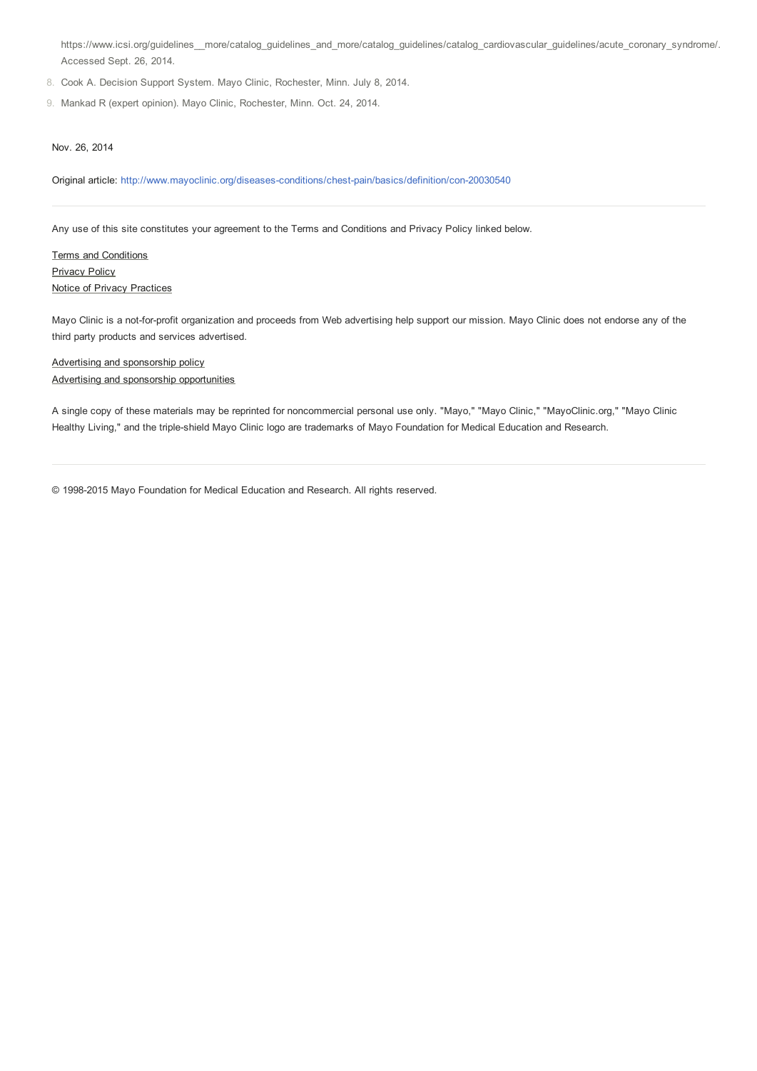https://www.icsi.org/guidelines__more/catalog_guidelines_and_more/catalog_guidelines/catalog_cardiovascular_guidelines/acute_coronary_syndrome/. Accessed Sept. 26, 2014.

8. Cook A. Decision Support System. Mayo Clinic, Rochester, Minn. July 8, 2014.
9. Mankad R (expert opinion). Mayo Clinic, Rochester, Minn. Oct. 24, 2014.

Nov. 26, 2014

Original article: http://www.mayoclinic.org/diseases-conditions/chest-pain/basics/definition/con-20030540

---

Any use of this site constitutes your agreement to the Terms and Conditions and Privacy Policy linked below.

Terms and Conditions
Privacy Policy
Notice of Privacy Practices

Mayo Clinic is a not-for-profit organization and proceeds from Web advertising help support our mission. Mayo Clinic does not endorse any of the third party products and services advertised.

Advertising and sponsorship policy
Advertising and sponsorship opportunities

A single copy of these materials may be reprinted for noncommercial personal use only. "Mayo," "Mayo Clinic," "MayoClinic.org," "Mayo Clinic Healthy Living," and the triple-shield Mayo Clinic logo are trademarks of Mayo Foundation for Medical Education and Research.

---

© 1998-2015 Mayo Foundation for Medical Education and Research. All rights reserved.